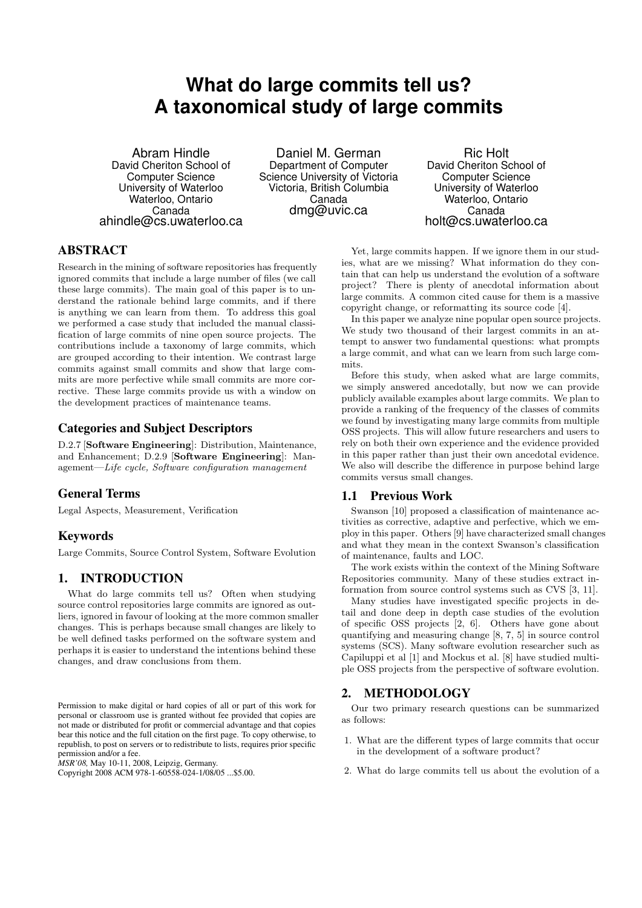# What do large commits tell us? A taxonomical study of large commits

Abram Hindle
David Cheriton School of Computer Science
University of Waterloo
Waterloo, Ontario
Canada
ahindle@cs.uwaterloo.ca

Daniel M. German
Department of Computer Science University of Victoria
Victoria, British Columbia
Canada
dmg@uvic.ca

Ric Holt
David Cheriton School of Computer Science
University of Waterloo
Waterloo, Ontario
Canada
holt@cs.uwaterloo.ca

## ABSTRACT

Research in the mining of software repositories has frequently ignored commits that include a large number of files (we call these large commits). The main goal of this paper is to understand the rationale behind large commits, and if there is anything we can learn from them. To address this goal we performed a case study that included the manual classification of large commits of nine open source projects. The contributions include a taxonomy of large commits, which are grouped according to their intention. We contrast large commits against small commits and show that large commits are more perfective while small commits are more corrective. These large commits provide us with a window on the development practices of maintenance teams.

## Categories and Subject Descriptors

D.2.7 [**Software Engineering**]: Distribution, Maintenance, and Enhancement; D.2.9 [**Software Engineering**]: Management—*Life cycle, Software configuration management*

## General Terms

Legal Aspects, Measurement, Verification

## Keywords

Large Commits, Source Control System, Software Evolution

## 1. INTRODUCTION

What do large commits tell us? Often when studying source control repositories large commits are ignored as outliers, ignored in favour of looking at the more common smaller changes. This is perhaps because small changes are likely to be well defined tasks performed on the software system and perhaps it is easier to understand the intentions behind these changes, and draw conclusions from them.

Permission to make digital or hard copies of all or part of this work for personal or classroom use is granted without fee provided that copies are not made or distributed for profit or commercial advantage and that copies bear this notice and the full citation on the first page. To copy otherwise, to republish, to post on servers or to redistribute to lists, requires prior specific permission and/or a fee.
*MSR'08,* May 10-11, 2008, Leipzig, Germany.
Copyright 2008 ACM 978-1-60558-024-1/08/05 ...$5.00.

Yet, large commits happen. If we ignore them in our studies, what are we missing? What information do they contain that can help us understand the evolution of a software project? There is plenty of anecdotal information about large commits. A common cited cause for them is a massive copyright change, or reformatting its source code [4].

In this paper we analyze nine popular open source projects. We study two thousand of their largest commits in an attempt to answer two fundamental questions: what prompts a large commit, and what can we learn from such large commits.

Before this study, when asked what are large commits, we simply answered ancedotally, but now we can provide publicly available examples about large commits. We plan to provide a ranking of the frequency of the classes of commits we found by investigating many large commits from multiple OSS projects. This will allow future researchers and users to rely on both their own experience and the evidence provided in this paper rather than just their own ancedotal evidence. We also will describe the difference in purpose behind large commits versus small changes.

### 1.1 Previous Work

Swanson [10] proposed a classification of maintenance activities as corrective, adaptive and perfective, which we employ in this paper. Others [9] have characterized small changes and what they mean in the context Swanson's classification of maintenance, faults and LOC.

The work exists within the context of the Mining Software Repositories community. Many of these studies extract information from source control systems such as CVS [3, 11].

Many studies have investigated specific projects in detail and done deep in depth case studies of the evolution of specific OSS projects [2, 6]. Others have gone about quantifying and measuring change [8, 7, 5] in source control systems (SCS). Many software evolution researcher such as Capiluppi et al [1] and Mockus et al. [8] have studied multiple OSS projects from the perspective of software evolution.

## 2. METHODOLOGY

Our two primary research questions can be summarized as follows:

1. What are the different types of large commits that occur in the development of a software product?
2. What do large commits tell us about the evolution of a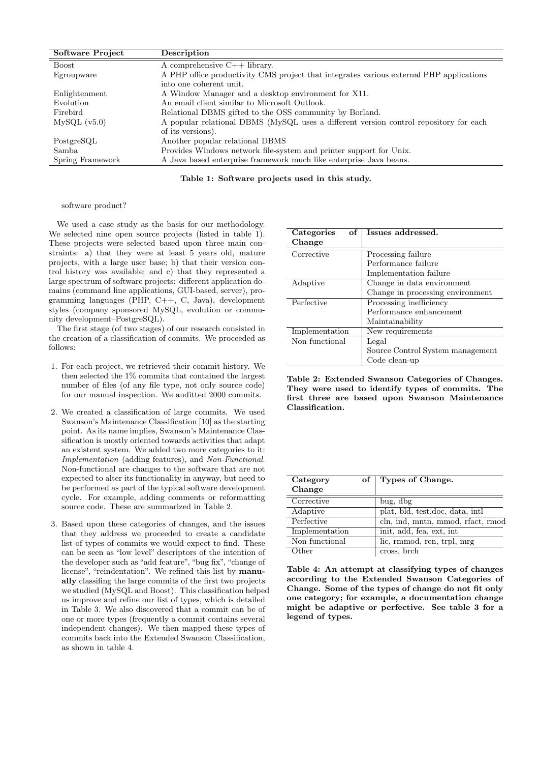| Software Project | Description |
|---|---|
| Boost | A comprehensive C++ library. |
| Egroupware | A PHP office productivity CMS project that integrates various external PHP applications into one coherent unit. |
| Enlightenment | A Window Manager and a desktop environment for X11. |
| Evolution | An email client similar to Microsoft Outlook. |
| Firebird | Relational DBMS gifted to the OSS community by Borland. |
| MySQL (v5.0) | A popular relational DBMS (MySQL uses a different version control repository for each of its versions). |
| PostgreSQL | Another popular relational DBMS |
| Samba | Provides Windows network file-system and printer support for Unix. |
| Spring Framework | A Java based enterprise framework much like enterprise Java beans. |

**Table 1: Software projects used in this study.**

software product?

We used a case study as the basis for our methodology. We selected nine open source projects (listed in table 1). These projects were selected based upon three main constraints: a) that they were at least 5 years old, mature projects, with a large user base; b) that their version control history was available; and c) that they represented a large spectrum of software projects: different application domains (command line applications, GUI-based, server), programming languages (PHP, C++, C, Java), development styles (company sponsored–MySQL, evolution–or community development–PostgreSQL).

The first stage (of two stages) of our research consisted in the creation of a classification of commits. We proceeded as follows:

1. For each project, we retrieved their commit history. We then selected the 1% commits that contained the largest number of files (of any file type, not only source code) for our manual inspection. We auditted 2000 commits.
2. We created a classification of large commits. We used Swanson's Maintenance Classification [10] as the starting point. As its name implies, Swanson's Maintenance Classification is mostly oriented towards activities that adapt an existent system. We added two more categories to it: *Implementation* (adding features), and *Non-Functional*. Non-functional are changes to the software that are not expected to alter its functionality in anyway, but need to be performed as part of the typical software development cycle. For example, adding comments or reformatting source code. These are summarized in Table 2.
3. Based upon these categories of changes, and the issues that they address we proceeded to create a candidate list of types of commits we would expect to find. These can be seen as "low level" descriptors of the intention of the developer such as "add feature", "bug fix", "change of license", "reindentation". We refined this list by **manually** classifing the large commits of the first two projects we studied (MySQL and Boost). This classification helped us improve and refine our list of types, which is detailed in Table 3. We also discovered that a commit can be of one or more types (frequently a commit contains several independent changes). We then mapped these types of commits back into the Extended Swanson Classification, as shown in table 4.

| Categories of Change | Issues addressed. |
|---|---|
| Corrective | Processing failure<br>Performance failure<br>Implementation failure |
| Adaptive | Change in data environment<br>Change in processing environment |
| Perfective | Processing inefficiency<br>Performance enhancement<br>Maintainability |
| Implementation | New requirements |
| Non functional | Legal<br>Source Control System management<br>Code clean-up |

**Table 2: Extended Swanson Categories of Changes. They were used to identify types of commits. The first three are based upon Swanson Maintenance Classification.**

| Category of Change | Types of Change. |
|---|---|
| Corrective | bug, dbg |
| Adaptive | plat, bld, test,doc, data, intl |
| Perfective | cln, ind, mntn, mmod, rfact, rmod |
| Implementation | init, add, fea, ext, int |
| Non functional | lic, rmmod, ren, trpl, mrg |
| Other | cross, brch |

**Table 4: An attempt at classifying types of changes according to the Extended Swanson Categories of Change. Some of the types of change do not fit only one category; for example, a documentation change might be adaptive or perfective. See table 3 for a legend of types.**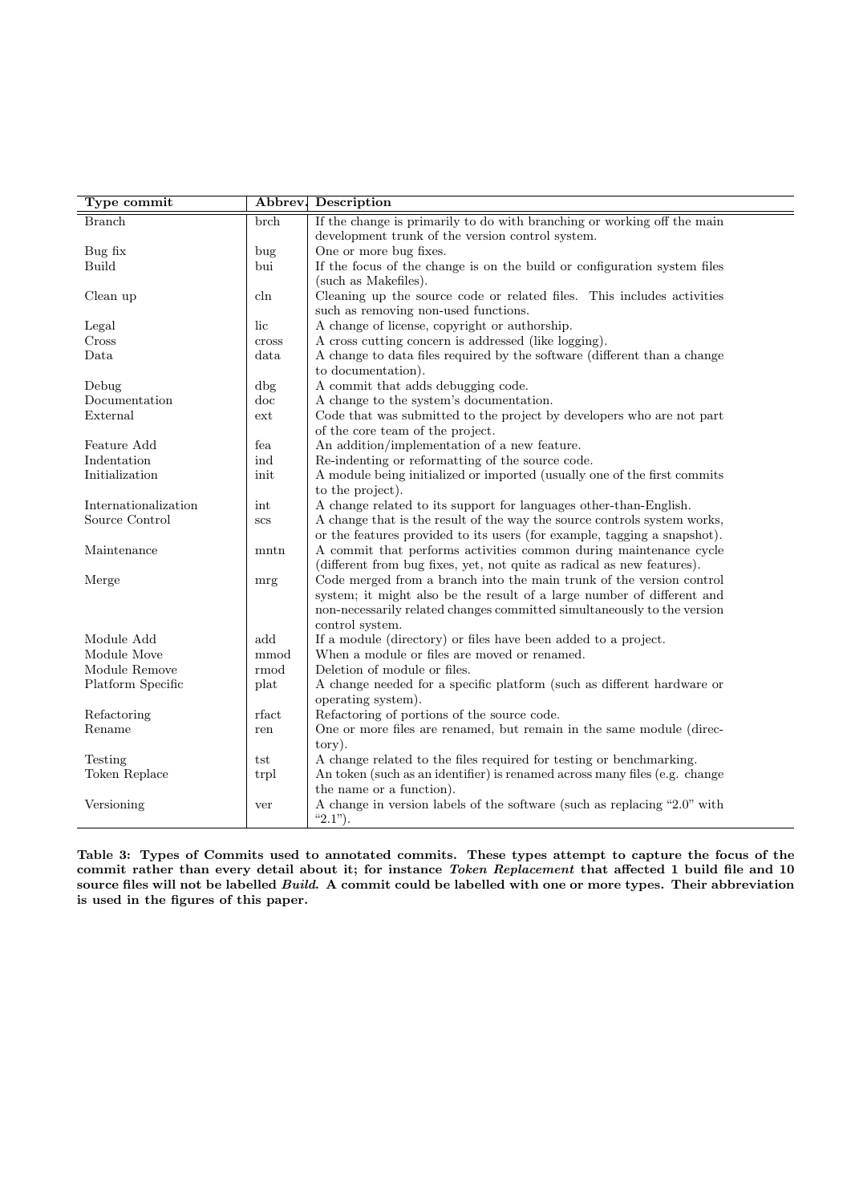| Type commit | Abbrev. | Description |
|---|---|---|
| Branch | brch | If the change is primarily to do with branching or working off the main development trunk of the version control system. |
| Bug fix | bug | One or more bug fixes. |
| Build | bui | If the focus of the change is on the build or configuration system files (such as Makefiles). |
| Clean up | cln | Cleaning up the source code or related files. This includes activities such as removing non-used functions. |
| Legal | lic | A change of license, copyright or authorship. |
| Cross | cross | A cross cutting concern is addressed (like logging). |
| Data | data | A change to data files required by the software (different than a change to documentation). |
| Debug | dbg | A commit that adds debugging code. |
| Documentation | doc | A change to the system's documentation. |
| External | ext | Code that was submitted to the project by developers who are not part of the core team of the project. |
| Feature Add | fea | An addition/implementation of a new feature. |
| Indentation | ind | Re-indenting or reformatting of the source code. |
| Initialization | init | A module being initialized or imported (usually one of the first commits to the project). |
| Internationalization | int | A change related to its support for languages other-than-English. |
| Source Control | scs | A change that is the result of the way the source controls system works, or the features provided to its users (for example, tagging a snapshot). |
| Maintenance | mntn | A commit that performs activities common during maintenance cycle (different from bug fixes, yet, not quite as radical as new features). |
| Merge | mrg | Code merged from a branch into the main trunk of the version control system; it might also be the result of a large number of different and non-necessarily related changes committed simultaneously to the version control system. |
| Module Add | add | If a module (directory) or files have been added to a project. |
| Module Move | mmod | When a module or files are moved or renamed. |
| Module Remove | rmod | Deletion of module or files. |
| Platform Specific | plat | A change needed for a specific platform (such as different hardware or operating system). |
| Refactoring | rfact | Refactoring of portions of the source code. |
| Rename | ren | One or more files are renamed, but remain in the same module (directory). |
| Testing | tst | A change related to the files required for testing or benchmarking. |
| Token Replace | trpl | An token (such as an identifier) is renamed across many files (e.g. change the name or a function). |
| Versioning | ver | A change in version labels of the software (such as replacing "2.0" with "2.1"). |

**Table 3: Types of Commits used to annotated commits. These types attempt to capture the focus of the commit rather than every detail about it; for instance *Token Replacement* that affected 1 build file and 10 source files will not be labelled *Build*. A commit could be labelled with one or more types. Their abbreviation is used in the figures of this paper.**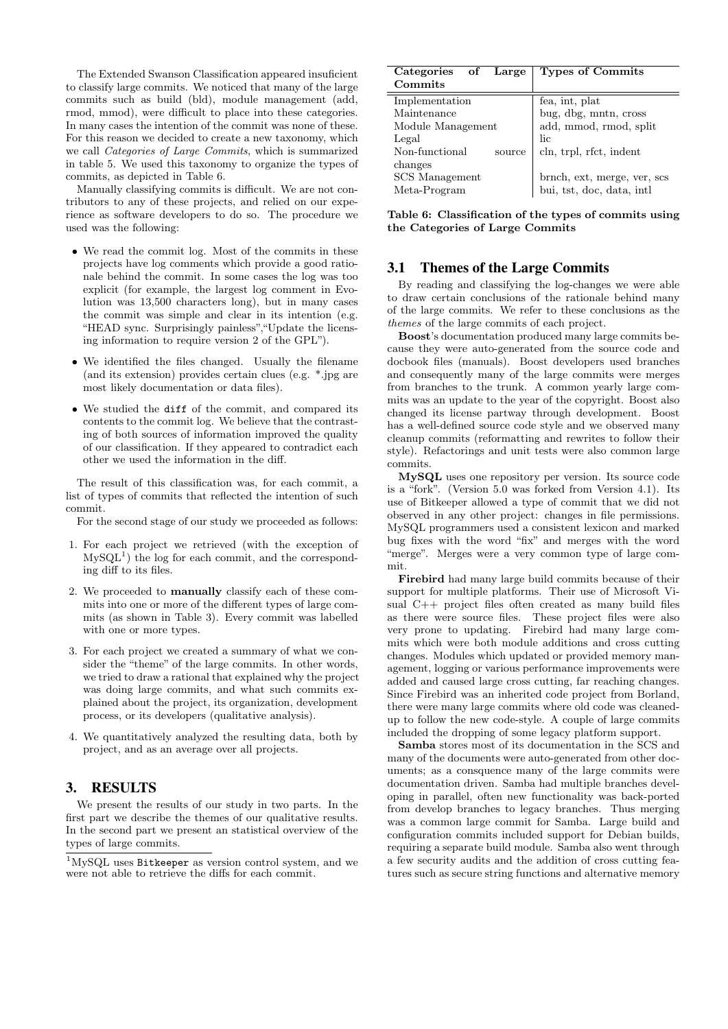The Extended Swanson Classification appeared insuficient to classify large commits. We noticed that many of the large commits such as build (bld), module management (add, rmod, mmod), were difficult to place into these categories. In many cases the intention of the commit was none of these. For this reason we decided to create a new taxonomy, which we call *Categories of Large Commits*, which is summarized in table 5. We used this taxonomy to organize the types of commits, as depicted in Table 6.

Manually classifying commits is difficult. We are not contributors to any of these projects, and relied on our experience as software developers to do so. The procedure we used was the following:

- We read the commit log. Most of the commits in these projects have log comments which provide a good rationale behind the commit. In some cases the log was too explicit (for example, the largest log comment in Evolution was 13,500 characters long), but in many cases the commit was simple and clear in its intention (e.g. "HEAD sync. Surprisingly painless","Update the licensing information to require version 2 of the GPL").
- We identified the files changed. Usually the filename (and its extension) provides certain clues (e.g. *.jpg are most likely documentation or data files).
- We studied the `diff` of the commit, and compared its contents to the commit log. We believe that the contrasting of both sources of information improved the quality of our classification. If they appeared to contradict each other we used the information in the diff.

The result of this classification was, for each commit, a list of types of commits that reflected the intention of such commit.

For the second stage of our study we proceeded as follows:

1. For each project we retrieved (with the exception of MySQL[1]) the log for each commit, and the corresponding diff to its files.
2. We proceeded to **manually** classify each of these commits into one or more of the different types of large commits (as shown in Table 3). Every commit was labelled with one or more types.
3. For each project we created a summary of what we consider the "theme" of the large commits. In other words, we tried to draw a rational that explained why the project was doing large commits, and what such commits explained about the project, its organization, development process, or its developers (qualitative analysis).
4. We quantitatively analyzed the resulting data, both by project, and as an average over all projects.

# 3. RESULTS

We present the results of our study in two parts. In the first part we describe the themes of our qualitative results. In the second part we present an statistical overview of the types of large commits.

[1] MySQL uses `Bitkeeper` as version control system, and we were not able to retrieve the diffs for each commit.

| Categories of Large Commits | Types of Commits |
|---|---|
| Implementation | fea, int, plat |
| Maintenance | bug, dbg, mntn, cross |
| Module Management | add, mmod, rmod, split |
| Legal | lic |
| Non-functional source changes | cln, trpl, rfct, indent |
| SCS Management | brnch, ext, merge, ver, scs |
| Meta-Program | bui, tst, doc, data, intl |

**Table 6: Classification of the types of commits using the Categories of Large Commits**

## 3.1 Themes of the Large Commits

By reading and classifying the log-changes we were able to draw certain conclusions of the rationale behind many of the large commits. We refer to these conclusions as the *themes* of the large commits of each project.

**Boost**'s documentation produced many large commits because they were auto-generated from the source code and docbook files (manuals). Boost developers used branches and consequently many of the large commits were merges from branches to the trunk. A common yearly large commits was an update to the year of the copyright. Boost also changed its license partway through development. Boost has a well-defined source code style and we observed many cleanup commits (reformatting and rewrites to follow their style). Refactorings and unit tests were also common large commits.

**MySQL** uses one repository per version. Its source code is a "fork". (Version 5.0 was forked from Version 4.1). Its use of Bitkeeper allowed a type of commit that we did not observed in any other project: changes in file permissions. MySQL programmers used a consistent lexicon and marked bug fixes with the word "fix" and merges with the word "merge". Merges were a very common type of large commit.

**Firebird** had many large build commits because of their support for multiple platforms. Their use of Microsoft Visual C++ project files often created as many build files as there were source files. These project files were also very prone to updating. Firebird had many large commits which were both module additions and cross cutting changes. Modules which updated or provided memory management, logging or various performance improvements were added and caused large cross cutting, far reaching changes. Since Firebird was an inherited code project from Borland, there were many large commits where old code was cleaned-up to follow the new code-style. A couple of large commits included the dropping of some legacy platform support.

**Samba** stores most of its documentation in the SCS and many of the documents were auto-generated from other documents; as a consquence many of the large commits were documentation driven. Samba had multiple branches developing in parallel, often new functionality was back-ported from develop branches to legacy branches. Thus merging was a common large commit for Samba. Large build and configuration commits included support for Debian builds, requiring a separate build module. Samba also went through a few security audits and the addition of cross cutting features such as secure string functions and alternative memory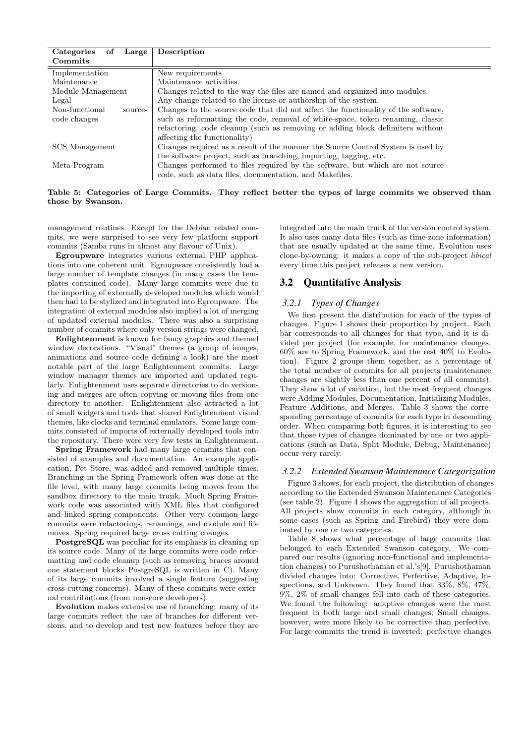| Categories of Large Commits | Description |
|---|---|
| Implementation | New requirements |
| Maintenance | Maintenance activities. |
| Module Management | Changes related to the way the files are named and organized into modules. |
| Legal | Any change related to the license or authorship of the system. |
| Non-functional source-code changes | Changes to the source code that did not affect the functionality of the software, such as reformatting the code, removal of white-space, token renaming, classic refactoring, code cleanup (such as removing or adding block delimiters without affecting the functionality) |
| SCS Management | Changes required as a result of the manner the Source Control System is used by the software project, such as branching, importing, tagging, etc. |
| Meta-Program | Changes performed to files required by the software, but which are not source code, such as data files, documentation, and Makefiles. |

**Table 5: Categories of Large Commits. They reflect better the types of large commits we observed than those by Swanson.**

management routines. Except for the Debian related commits, we were surprised to see very few platform support commits (Samba runs in almost any flavour of Unix).

**Egroupware** integrates various external PHP applications into one coherent unit. Egroupware consistently had a large number of template changes (in many cases the templates contained code). Many large commits were due to the importing of externally developed modules which would then had to be stylized and integrated into Egroupware. The integration of external modules also implied a lot of merging of updated external modules. There was also a surprising number of commits where only version strings were changed.

**Enlightenment** is known for fancy graphics and themed window decorations. "Visual" themes (a group of images, animations and source code defining a look) are the most notable part of the large Enlightenment commits. Large window manager themes are imported and updated regularly. Enlightenment uses separate directories to do versioning and merges are often copying or moving files from one directory to another. Enlightenment also attracted a lot of small widgets and tools that shared Enlightenment visual themes, like clocks and terminal emulators. Some large commits consisted of imports of externally developed tools into the repository. There were very few tests in Enlightenment.

**Spring Framework** had many large commits that consisted of examples and documentation. An example application, Pet Store, was added and removed multiple times. Branching in the Spring Framework often was done at the file level, with many large commits being moves from the sandbox directory to the main trunk. Much Spring Framework code was associated with XML files that configured and linked spring components. Other very common large commits were refactorings, renamings, and module and file moves. Spring required large cross cutting changes.

**PostgreSQL** was peculiar for its emphasis in cleaning up its source code. Many of its large commits were code reformatting and code cleanup (such as removing braces around one statement blocks–PostgreSQL is written in C). Many of its large commits involved a single feature (suggesting cross-cutting concerns). Many of these commits were external contributions (from non-core developers).

**Evolution** makes extensive use of branching: many of its large commits reflect the use of branches for different versions, and to develop and test new features before they are integrated into the main trunk of the version control system. It also uses many data files (such as time-zone information) that are usually updated at the same time. Evolution uses clone-by-owning: it makes a copy of the sub-project *libical* every time this project releases a new version.

## 3.2 Quantitative Analysis

### 3.2.1 Types of Changes

We first present the distribution for each of the types of changes. Figure 1 shows their proportion by project. Each bar corresponds to all changes for that type, and it is divided per project (for example, for maintenance changes, 60% are to Spring Framework, and the rest 40% to Evolution). Figure 2 groups them together, as a percentage of the total number of commits for all projects (maintenance changes are slightly less than one percent of all commits). They show a lot of variation, but the most frequent changes were Adding Modules, Documentation, Initializing Modules, Feature Additions, and Merges. Table 3 shows the corresponding percentage of commits for each type in descending order. When comparing both figures, it is interesting to see that those types of changes dominated by one or two applications (such as Data, Split Module, Debug, Maintenance) occur very rarely.

### 3.2.2 Extended Swanson Maintenance Categorization

Figure 3 shows, for each project, the distribution of changes according to the Extended Swanson Maintenance Categories (see table 2). Figure 4 shows the aggregation of all projects. All projects show commits in each category, although in some cases (such as Spring and Firebird) they were dominated by one or two categories.

Table 8 shows what percentage of large commits that belonged to each Extended Swanson category. We compared our results (ignoring non-functional and implementation changes) to Purushothaman et al.'s[9]. Purushothaman divided changes into: Corrective, Perfective, Adaptive, Inspections, and Unknown. They found that 33%, 8%, 47%, 9%, 2% of small changes fell into each of these categories. We found the following: adaptive changes were the most frequent in both large and small changes; Small changes, however, were more likely to be corrective than perfective. For large commits the trend is inverted: perfective changes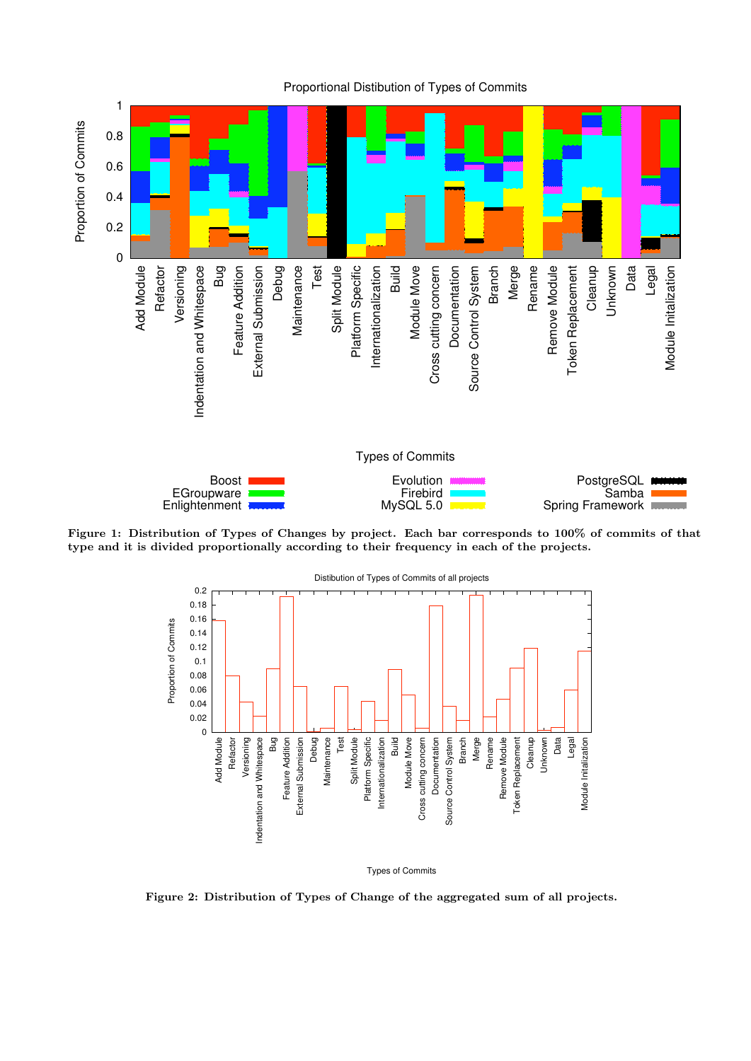Figure 1: Distribution of Types of Changes by project. Each bar corresponds to 100% of commits of that type and it is divided proportionally according to their frequency in each of the projects.

Figure 2: Distribution of Types of Change of the aggregated sum of all projects.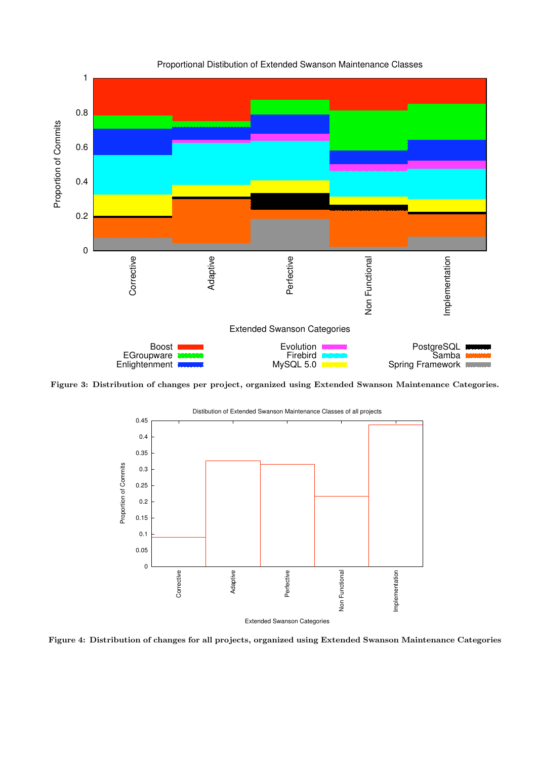Figure 3: Distribution of changes per project, organized using Extended Swanson Maintenance Categories.

Figure 4: Distribution of changes for all projects, organized using Extended Swanson Maintenance Categories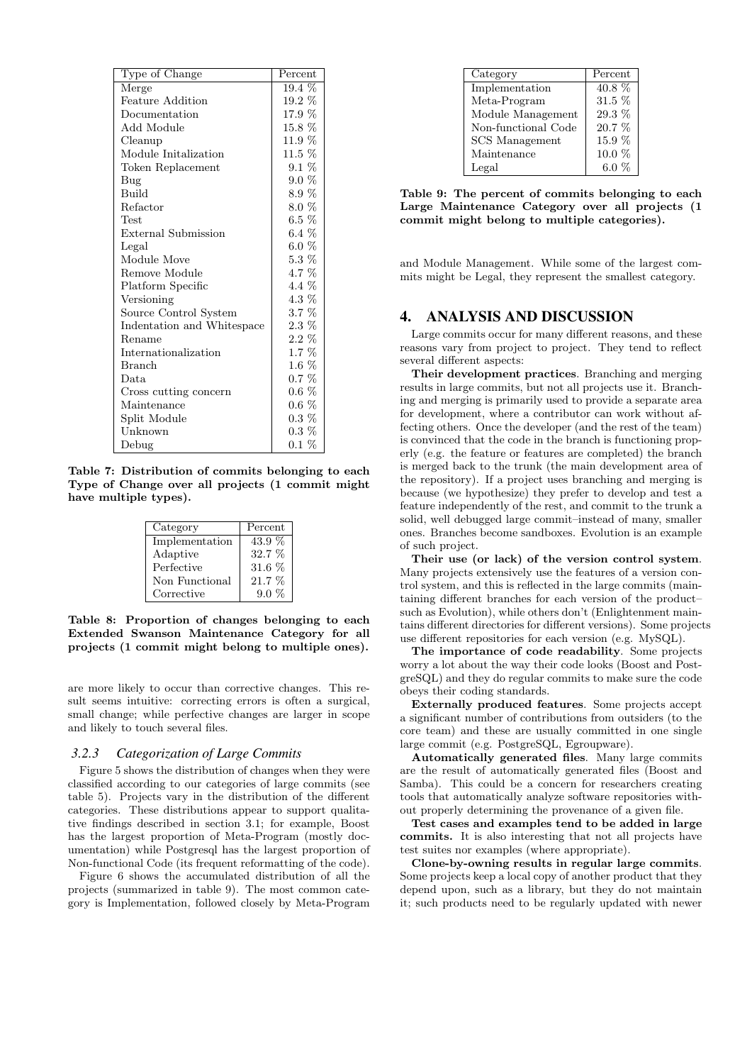| Type of Change | Percent |
|---|---|
| Merge | 19.4 % |
| Feature Addition | 19.2 % |
| Documentation | 17.9 % |
| Add Module | 15.8 % |
| Cleanup | 11.9 % |
| Module Initalization | 11.5 % |
| Token Replacement | 9.1 % |
| Bug | 9.0 % |
| Build | 8.9 % |
| Refactor | 8.0 % |
| Test | 6.5 % |
| External Submission | 6.4 % |
| Legal | 6.0 % |
| Module Move | 5.3 % |
| Remove Module | 4.7 % |
| Platform Specific | 4.4 % |
| Versioning | 4.3 % |
| Source Control System | 3.7 % |
| Indentation and Whitespace | 2.3 % |
| Rename | 2.2 % |
| Internationalization | 1.7 % |
| Branch | 1.6 % |
| Data | 0.7 % |
| Cross cutting concern | 0.6 % |
| Maintenance | 0.6 % |
| Split Module | 0.3 % |
| Unknown | 0.3 % |
| Debug | 0.1 % |

**Table 7: Distribution of commits belonging to each Type of Change over all projects (1 commit might have multiple types).**

| Category | Percent |
|---|---|
| Implementation | 43.9 % |
| Adaptive | 32.7 % |
| Perfective | 31.6 % |
| Non Functional | 21.7 % |
| Corrective | 9.0 % |

**Table 8: Proportion of changes belonging to each Extended Swanson Maintenance Category for all projects (1 commit might belong to multiple ones).**

are more likely to occur than corrective changes. This result seems intuitive: correcting errors is often a surgical, small change; while perfective changes are larger in scope and likely to touch several files.

### 3.2.3 Categorization of Large Commits

Figure 5 shows the distribution of changes when they were classified according to our categories of large commits (see table 5). Projects vary in the distribution of the different categories. These distributions appear to support qualitative findings described in section 3.1; for example, Boost has the largest proportion of Meta-Program (mostly documentation) while Postgresql has the largest proportion of Non-functional Code (its frequent reformatting of the code).

Figure 6 shows the accumulated distribution of all the projects (summarized in table 9). The most common category is Implementation, followed closely by Meta-Program and Module Management. While some of the largest commits might be Legal, they represent the smallest category.

| Category | Percent |
|---|---|
| Implementation | 40.8 % |
| Meta-Program | 31.5 % |
| Module Management | 29.3 % |
| Non-functional Code | 20.7 % |
| SCS Management | 15.9 % |
| Maintenance | 10.0 % |
| Legal | 6.0 % |

**Table 9: The percent of commits belonging to each Large Maintenance Category over all projects (1 commit might belong to multiple categories).**

## 4. ANALYSIS AND DISCUSSION

Large commits occur for many different reasons, and these reasons vary from project to project. They tend to reflect several different aspects:

**Their development practices**. Branching and merging results in large commits, but not all projects use it. Branching and merging is primarily used to provide a separate area for development, where a contributor can work without affecting others. Once the developer (and the rest of the team) is convinced that the code in the branch is functioning properly (e.g. the feature or features are completed) the branch is merged back to the trunk (the main development area of the repository). If a project uses branching and merging is because (we hypothesize) they prefer to develop and test a feature independently of the rest, and commit to the trunk a solid, well debugged large commit–instead of many, smaller ones. Branches become sandboxes. Evolution is an example of such project.

**Their use (or lack) of the version control system**. Many projects extensively use the features of a version control system, and this is reflected in the large commits (maintaining different branches for each version of the product–such as Evolution), while others don't (Enlightenment maintains different directories for different versions). Some projects use different repositories for each version (e.g. MySQL).

**The importance of code readability**. Some projects worry a lot about the way their code looks (Boost and PostgreSQL) and they do regular commits to make sure the code obeys their coding standards.

**Externally produced features**. Some projects accept a significant number of contributions from outsiders (to the core team) and these are usually committed in one single large commit (e.g. PostgreSQL, Egroupware).

**Automatically generated files**. Many large commits are the result of automatically generated files (Boost and Samba). This could be a concern for researchers creating tools that automatically analyze software repositories without properly determining the provenance of a given file.

**Test cases and examples tend to be added in large commits.** It is also interesting that not all projects have test suites nor examples (where appropriate).

**Clone-by-owning results in regular large commits**. Some projects keep a local copy of another product that they depend upon, such as a library, but they do not maintain it; such products need to be regularly updated with newer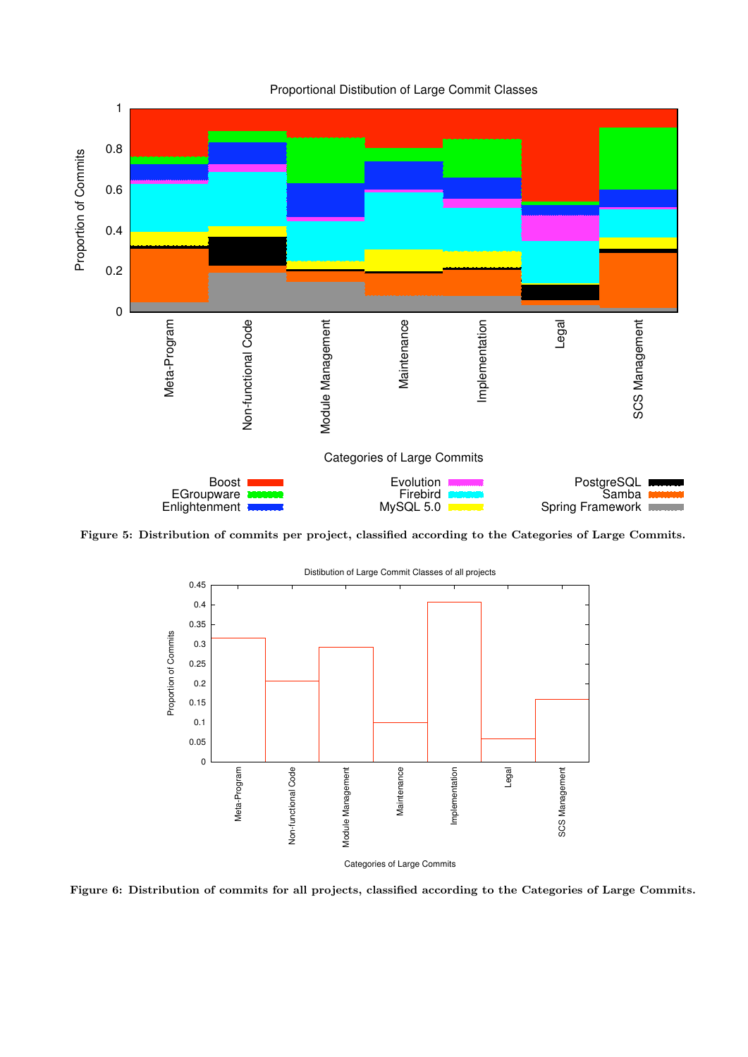Figure 5: Distribution of commits per project, classified according to the Categories of Large Commits.

Figure 6: Distribution of commits for all projects, classified according to the Categories of Large Commits.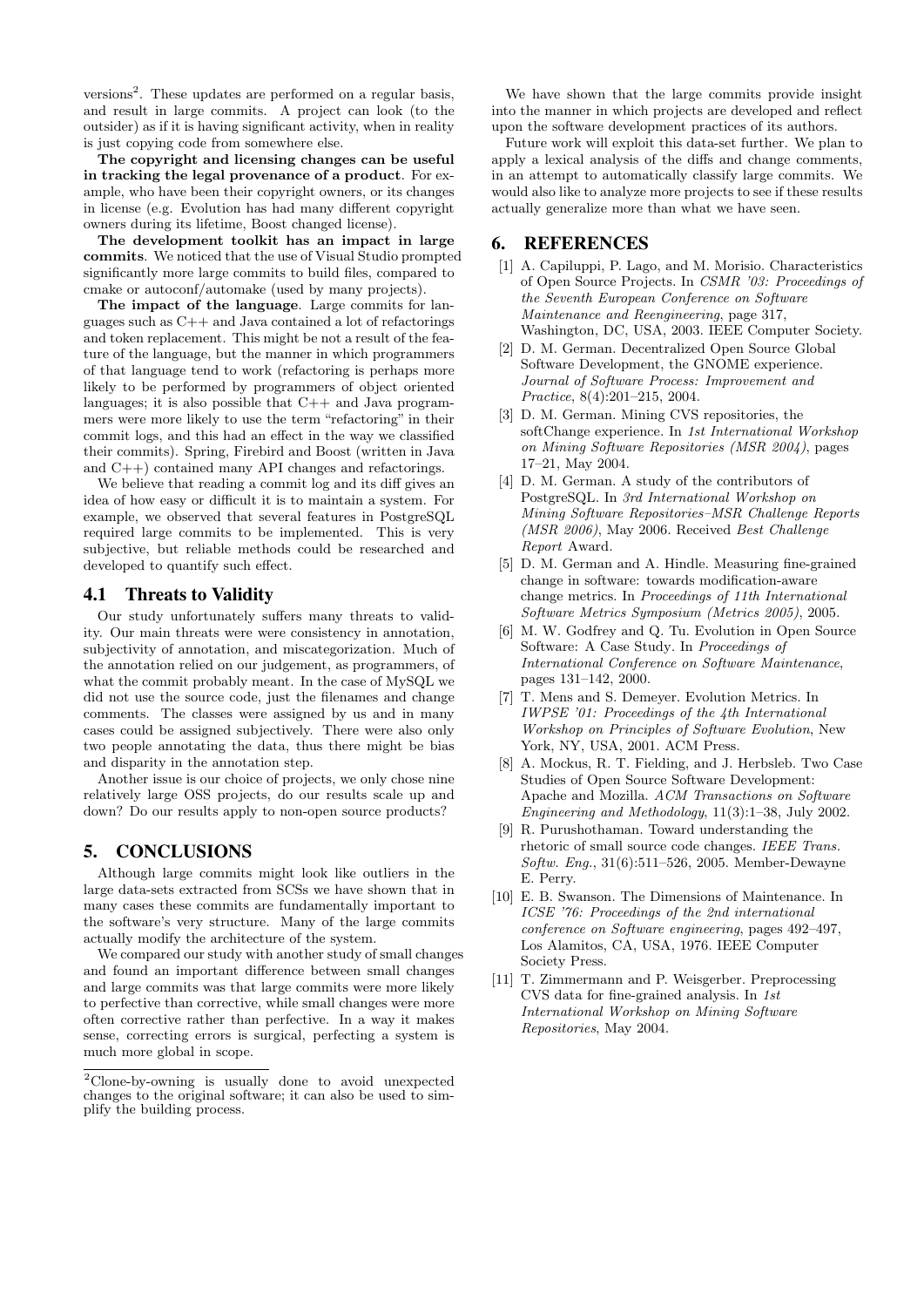versions[2]. These updates are performed on a regular basis, and result in large commits. A project can look (to the outsider) as if it is having significant activity, when in reality is just copying code from somewhere else.

**The copyright and licensing changes can be useful in tracking the legal provenance of a product**. For example, who have been their copyright owners, or its changes in license (e.g. Evolution has had many different copyright owners during its lifetime, Boost changed license).

**The development toolkit has an impact in large commits**. We noticed that the use of Visual Studio prompted significantly more large commits to build files, compared to cmake or autoconf/automake (used by many projects).

**The impact of the language**. Large commits for languages such as C++ and Java contained a lot of refactorings and token replacement. This might be not a result of the feature of the language, but the manner in which programmers of that language tend to work (refactoring is perhaps more likely to be performed by programmers of object oriented languages; it is also possible that C++ and Java programmers were more likely to use the term "refactoring" in their commit logs, and this had an effect in the way we classified their commits). Spring, Firebird and Boost (written in Java and C++) contained many API changes and refactorings.

We believe that reading a commit log and its diff gives an idea of how easy or difficult it is to maintain a system. For example, we observed that several features in PostgreSQL required large commits to be implemented. This is very subjective, but reliable methods could be researched and developed to quantify such effect.

## 4.1 Threats to Validity

Our study unfortunately suffers many threats to validity. Our main threats were were consistency in annotation, subjectivity of annotation, and miscategorization. Much of the annotation relied on our judgement, as programmers, of what the commit probably meant. In the case of MySQL we did not use the source code, just the filenames and change comments. The classes were assigned by us and in many cases could be assigned subjectively. There were also only two people annotating the data, thus there might be bias and disparity in the annotation step.

Another issue is our choice of projects, we only chose nine relatively large OSS projects, do our results scale up and down? Do our results apply to non-open source products?

# 5. CONCLUSIONS

Although large commits might look like outliers in the large data-sets extracted from SCSs we have shown that in many cases these commits are fundamentally important to the software's very structure. Many of the large commits actually modify the architecture of the system.

We compared our study with another study of small changes and found an important difference between small changes and large commits was that large commits were more likely to perfective than corrective, while small changes were more often corrective rather than perfective. In a way it makes sense, correcting errors is surgical, perfecting a system is much more global in scope.

[2]Clone-by-owning is usually done to avoid unexpected changes to the original software; it can also be used to simplify the building process.

We have shown that the large commits provide insight into the manner in which projects are developed and reflect upon the software development practices of its authors.

Future work will exploit this data-set further. We plan to apply a lexical analysis of the diffs and change comments, in an attempt to automatically classify large commits. We would also like to analyze more projects to see if these results actually generalize more than what we have seen.

# 6. REFERENCES

[1] A. Capiluppi, P. Lago, and M. Morisio. Characteristics of Open Source Projects. In *CSMR '03: Proceedings of the Seventh European Conference on Software Maintenance and Reengineering*, page 317, Washington, DC, USA, 2003. IEEE Computer Society.

[2] D. M. German. Decentralized Open Source Global Software Development, the GNOME experience. *Journal of Software Process: Improvement and Practice*, 8(4):201–215, 2004.

[3] D. M. German. Mining CVS repositories, the softChange experience. In *1st International Workshop on Mining Software Repositories (MSR 2004)*, pages 17–21, May 2004.

[4] D. M. German. A study of the contributors of PostgreSQL. In *3rd International Workshop on Mining Software Repositories–MSR Challenge Reports (MSR 2006)*, May 2006. Received *Best Challenge Report* Award.

[5] D. M. German and A. Hindle. Measuring fine-grained change in software: towards modification-aware change metrics. In *Proceedings of 11th International Software Metrics Symposium (Metrics 2005)*, 2005.

[6] M. W. Godfrey and Q. Tu. Evolution in Open Source Software: A Case Study. In *Proceedings of International Conference on Software Maintenance*, pages 131–142, 2000.

[7] T. Mens and S. Demeyer. Evolution Metrics. In *IWPSE '01: Proceedings of the 4th International Workshop on Principles of Software Evolution*, New York, NY, USA, 2001. ACM Press.

[8] A. Mockus, R. T. Fielding, and J. Herbsleb. Two Case Studies of Open Source Software Development: Apache and Mozilla. *ACM Transactions on Software Engineering and Methodology*, 11(3):1–38, July 2002.

[9] R. Purushothaman. Toward understanding the rhetoric of small source code changes. *IEEE Trans. Softw. Eng.*, 31(6):511–526, 2005. Member-Dewayne E. Perry.

[10] E. B. Swanson. The Dimensions of Maintenance. In *ICSE '76: Proceedings of the 2nd international conference on Software engineering*, pages 492–497, Los Alamitos, CA, USA, 1976. IEEE Computer Society Press.

[11] T. Zimmermann and P. Weisgerber. Preprocessing CVS data for fine-grained analysis. In *1st International Workshop on Mining Software Repositories*, May 2004.